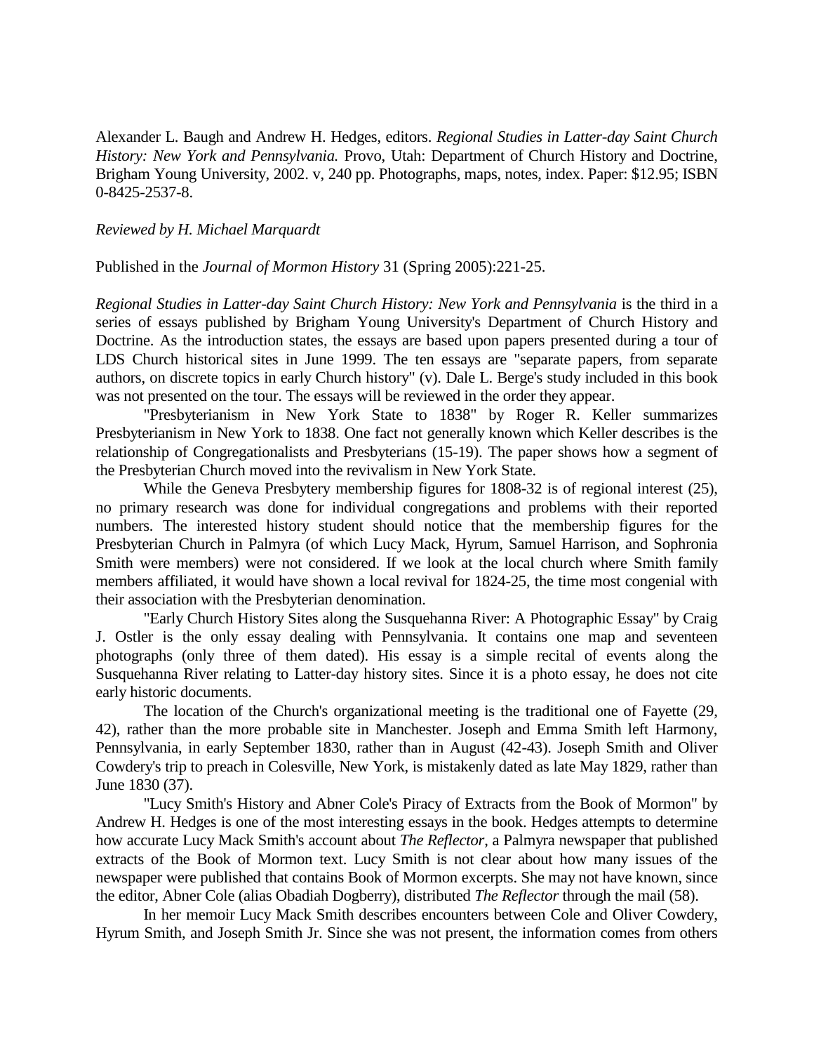Alexander L. Baugh and Andrew H. Hedges, editors. *Regional Studies in Latter-day Saint Church History: New York and Pennsylvania.* Provo, Utah: Department of Church History and Doctrine, Brigham Young University, 2002. v, 240 pp. Photographs, maps, notes, index. Paper: $12.95; ISBN 0-8425-2537-8.

*Reviewed by H. Michael Marquardt*

Published in the *Journal of Mormon History* 31 (Spring 2005):221-25.

*Regional Studies in Latter-day Saint Church History: New York and Pennsylvania* is the third in a series of essays published by Brigham Young University's Department of Church History and Doctrine. As the introduction states, the essays are based upon papers presented during a tour of LDS Church historical sites in June 1999. The ten essays are "separate papers, from separate authors, on discrete topics in early Church history" (v). Dale L. Berge's study included in this book was not presented on the tour. The essays will be reviewed in the order they appear.

"Presbyterianism in New York State to 1838" by Roger R. Keller summarizes Presbyterianism in New York to 1838. One fact not generally known which Keller describes is the relationship of Congregationalists and Presbyterians (15-19). The paper shows how a segment of the Presbyterian Church moved into the revivalism in New York State.

While the Geneva Presbytery membership figures for 1808-32 is of regional interest (25), no primary research was done for individual congregations and problems with their reported numbers. The interested history student should notice that the membership figures for the Presbyterian Church in Palmyra (of which Lucy Mack, Hyrum, Samuel Harrison, and Sophronia Smith were members) were not considered. If we look at the local church where Smith family members affiliated, it would have shown a local revival for 1824-25, the time most congenial with their association with the Presbyterian denomination.

"Early Church History Sites along the Susquehanna River: A Photographic Essay" by Craig J. Ostler is the only essay dealing with Pennsylvania. It contains one map and seventeen photographs (only three of them dated). His essay is a simple recital of events along the Susquehanna River relating to Latter-day history sites. Since it is a photo essay, he does not cite early historic documents.

The location of the Church's organizational meeting is the traditional one of Fayette (29, 42), rather than the more probable site in Manchester. Joseph and Emma Smith left Harmony, Pennsylvania, in early September 1830, rather than in August (42-43). Joseph Smith and Oliver Cowdery's trip to preach in Colesville, New York, is mistakenly dated as late May 1829, rather than June 1830 (37).

"Lucy Smith's History and Abner Cole's Piracy of Extracts from the Book of Mormon" by Andrew H. Hedges is one of the most interesting essays in the book. Hedges attempts to determine how accurate Lucy Mack Smith's account about *The Reflector*, a Palmyra newspaper that published extracts of the Book of Mormon text. Lucy Smith is not clear about how many issues of the newspaper were published that contains Book of Mormon excerpts. She may not have known, since the editor, Abner Cole (alias Obadiah Dogberry), distributed *The Reflector* through the mail (58).

In her memoir Lucy Mack Smith describes encounters between Cole and Oliver Cowdery, Hyrum Smith, and Joseph Smith Jr. Since she was not present, the information comes from others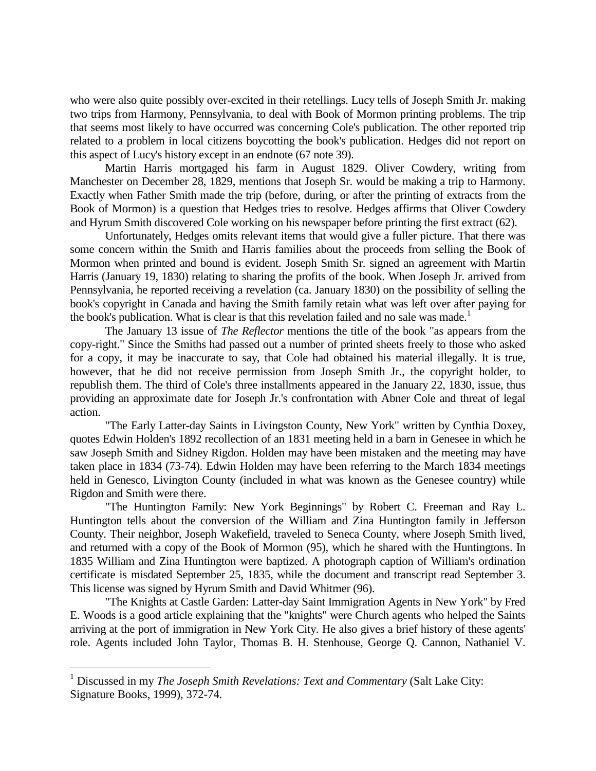who were also quite possibly over-excited in their retellings. Lucy tells of Joseph Smith Jr. making two trips from Harmony, Pennsylvania, to deal with Book of Mormon printing problems. The trip that seems most likely to have occurred was concerning Cole's publication. The other reported trip related to a problem in local citizens boycotting the book's publication. Hedges did not report on this aspect of Lucy's history except in an endnote (67 note 39).

Martin Harris mortgaged his farm in August 1829. Oliver Cowdery, writing from Manchester on December 28, 1829, mentions that Joseph Sr. would be making a trip to Harmony. Exactly when Father Smith made the trip (before, during, or after the printing of extracts from the Book of Mormon) is a question that Hedges tries to resolve. Hedges affirms that Oliver Cowdery and Hyrum Smith discovered Cole working on his newspaper before printing the first extract (62).

Unfortunately, Hedges omits relevant items that would give a fuller picture. That there was some concern within the Smith and Harris families about the proceeds from selling the Book of Mormon when printed and bound is evident. Joseph Smith Sr. signed an agreement with Martin Harris (January 19, 1830) relating to sharing the profits of the book. When Joseph Jr. arrived from Pennsylvania, he reported receiving a revelation (ca. January 1830) on the possibility of selling the book's copyright in Canada and having the Smith family retain what was left over after paying for the book's publication. What is clear is that this revelation failed and no sale was made.[1]

The January 13 issue of *The Reflector* mentions the title of the book "as appears from the copy-right." Since the Smiths had passed out a number of printed sheets freely to those who asked for a copy, it may be inaccurate to say, that Cole had obtained his material illegally. It is true, however, that he did not receive permission from Joseph Smith Jr., the copyright holder, to republish them. The third of Cole's three installments appeared in the January 22, 1830, issue, thus providing an approximate date for Joseph Jr.'s confrontation with Abner Cole and threat of legal action.

"The Early Latter-day Saints in Livingston County, New York" written by Cynthia Doxey, quotes Edwin Holden's 1892 recollection of an 1831 meeting held in a barn in Genesee in which he saw Joseph Smith and Sidney Rigdon. Holden may have been mistaken and the meeting may have taken place in 1834 (73-74). Edwin Holden may have been referring to the March 1834 meetings held in Genesco, Livington County (included in what was known as the Genesee country) while Rigdon and Smith were there.

"The Huntington Family: New York Beginnings" by Robert C. Freeman and Ray L. Huntington tells about the conversion of the William and Zina Huntington family in Jefferson County. Their neighbor, Joseph Wakefield, traveled to Seneca County, where Joseph Smith lived, and returned with a copy of the Book of Mormon (95), which he shared with the Huntingtons. In 1835 William and Zina Huntington were baptized. A photograph caption of William's ordination certificate is misdated September 25, 1835, while the document and transcript read September 3. This license was signed by Hyrum Smith and David Whitmer (96).

"The Knights at Castle Garden: Latter-day Saint Immigration Agents in New York" by Fred E. Woods is a good article explaining that the "knights" were Church agents who helped the Saints arriving at the port of immigration in New York City. He also gives a brief history of these agents' role. Agents included John Taylor, Thomas B. H. Stenhouse, George Q. Cannon, Nathaniel V.

---

[1] Discussed in my *The Joseph Smith Revelations: Text and Commentary* (Salt Lake City: Signature Books, 1999), 372-74.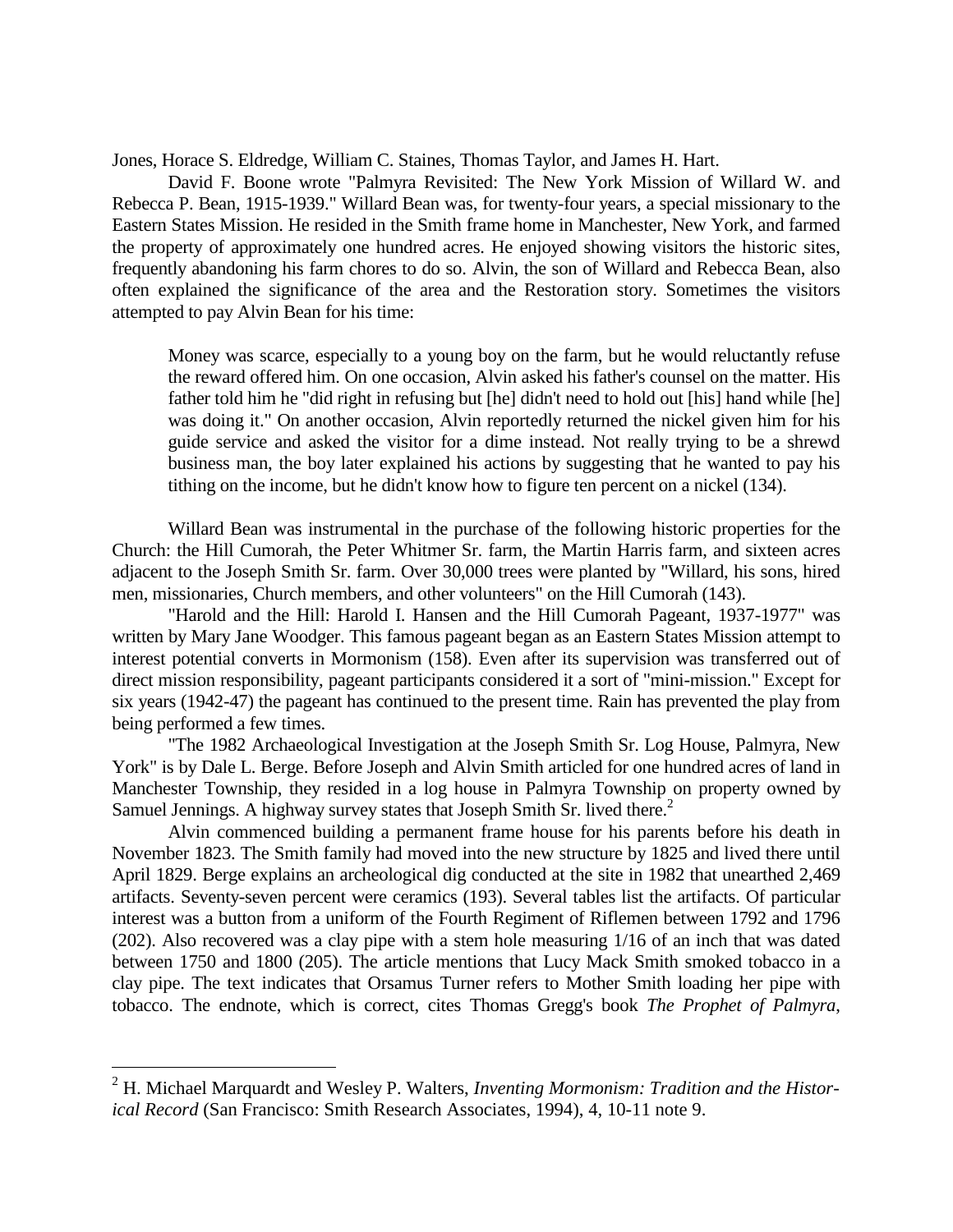Jones, Horace S. Eldredge, William C. Staines, Thomas Taylor, and James H. Hart.

David F. Boone wrote "Palmyra Revisited: The New York Mission of Willard W. and Rebecca P. Bean, 1915-1939." Willard Bean was, for twenty-four years, a special missionary to the Eastern States Mission. He resided in the Smith frame home in Manchester, New York, and farmed the property of approximately one hundred acres. He enjoyed showing visitors the historic sites, frequently abandoning his farm chores to do so. Alvin, the son of Willard and Rebecca Bean, also often explained the significance of the area and the Restoration story. Sometimes the visitors attempted to pay Alvin Bean for his time:

> Money was scarce, especially to a young boy on the farm, but he would reluctantly refuse the reward offered him. On one occasion, Alvin asked his father's counsel on the matter. His father told him he "did right in refusing but [he] didn't need to hold out [his] hand while [he] was doing it." On another occasion, Alvin reportedly returned the nickel given him for his guide service and asked the visitor for a dime instead. Not really trying to be a shrewd business man, the boy later explained his actions by suggesting that he wanted to pay his tithing on the income, but he didn't know how to figure ten percent on a nickel (134).

Willard Bean was instrumental in the purchase of the following historic properties for the Church: the Hill Cumorah, the Peter Whitmer Sr. farm, the Martin Harris farm, and sixteen acres adjacent to the Joseph Smith Sr. farm. Over 30,000 trees were planted by "Willard, his sons, hired men, missionaries, Church members, and other volunteers" on the Hill Cumorah (143).

"Harold and the Hill: Harold I. Hansen and the Hill Cumorah Pageant, 1937-1977" was written by Mary Jane Woodger. This famous pageant began as an Eastern States Mission attempt to interest potential converts in Mormonism (158). Even after its supervision was transferred out of direct mission responsibility, pageant participants considered it a sort of "mini-mission." Except for six years (1942-47) the pageant has continued to the present time. Rain has prevented the play from being performed a few times.

"The 1982 Archaeological Investigation at the Joseph Smith Sr. Log House, Palmyra, New York" is by Dale L. Berge. Before Joseph and Alvin Smith articled for one hundred acres of land in Manchester Township, they resided in a log house in Palmyra Township on property owned by Samuel Jennings. A highway survey states that Joseph Smith Sr. lived there.[2]

Alvin commenced building a permanent frame house for his parents before his death in November 1823. The Smith family had moved into the new structure by 1825 and lived there until April 1829. Berge explains an archeological dig conducted at the site in 1982 that unearthed 2,469 artifacts. Seventy-seven percent were ceramics (193). Several tables list the artifacts. Of particular interest was a button from a uniform of the Fourth Regiment of Riflemen between 1792 and 1796 (202). Also recovered was a clay pipe with a stem hole measuring 1/16 of an inch that was dated between 1750 and 1800 (205). The article mentions that Lucy Mack Smith smoked tobacco in a clay pipe. The text indicates that Orsamus Turner refers to Mother Smith loading her pipe with tobacco. The endnote, which is correct, cites Thomas Gregg's book *The Prophet of Palmyra*,

---

[2] H. Michael Marquardt and Wesley P. Walters, *Inventing Mormonism: Tradition and the Historical Record* (San Francisco: Smith Research Associates, 1994), 4, 10-11 note 9.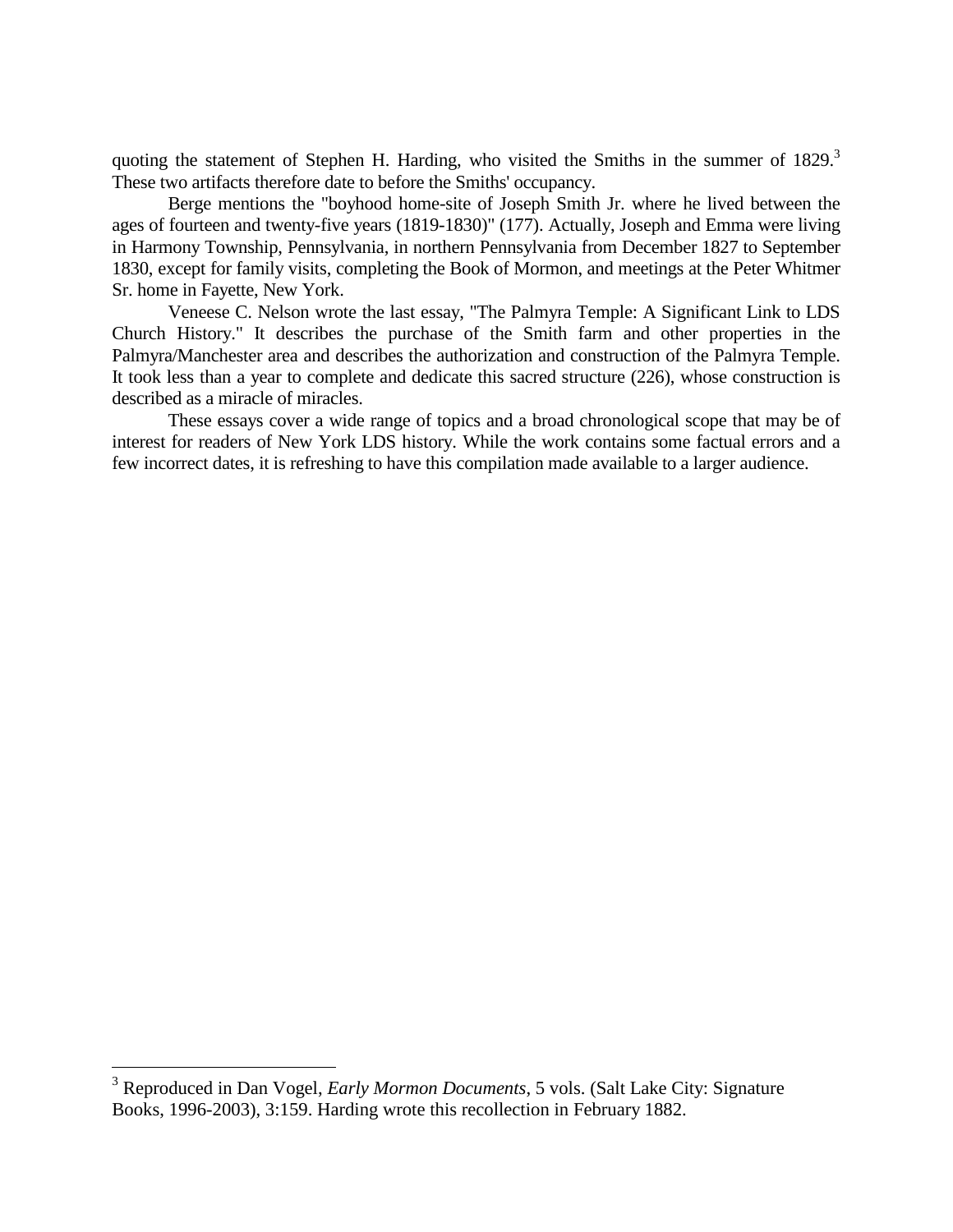quoting the statement of Stephen H. Harding, who visited the Smiths in the summer of 1829.[3] These two artifacts therefore date to before the Smiths' occupancy.

Berge mentions the "boyhood home-site of Joseph Smith Jr. where he lived between the ages of fourteen and twenty-five years (1819-1830)" (177). Actually, Joseph and Emma were living in Harmony Township, Pennsylvania, in northern Pennsylvania from December 1827 to September 1830, except for family visits, completing the Book of Mormon, and meetings at the Peter Whitmer Sr. home in Fayette, New York.

Veneese C. Nelson wrote the last essay, "The Palmyra Temple: A Significant Link to LDS Church History." It describes the purchase of the Smith farm and other properties in the Palmyra/Manchester area and describes the authorization and construction of the Palmyra Temple. It took less than a year to complete and dedicate this sacred structure (226), whose construction is described as a miracle of miracles.

These essays cover a wide range of topics and a broad chronological scope that may be of interest for readers of New York LDS history. While the work contains some factual errors and a few incorrect dates, it is refreshing to have this compilation made available to a larger audience.

---

[3] Reproduced in Dan Vogel, *Early Mormon Documents*, 5 vols. (Salt Lake City: Signature Books, 1996-2003), 3:159. Harding wrote this recollection in February 1882.